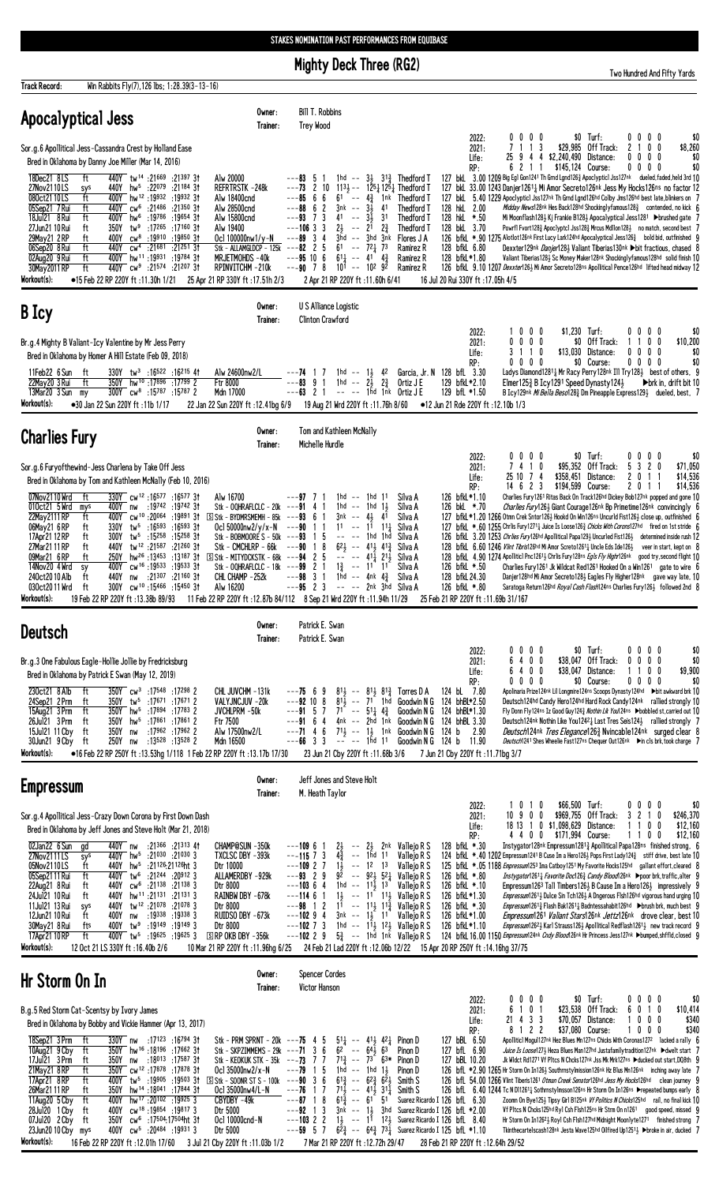STAKES NOMINATION PAST PERFORMANCES FROM EQUIBASE

# Mighty Deck Three (RG2)

Two Hundred And Fifty Yards

**Track Record:** Win Rabbits Fly(7),126 lbs; 1:28.39(3-13-16)

## Apocalyptical Jess

Owner: Bill T. Robbins
Trainer: Trey Wood

Sor.g.4 Apollitical Jess-Cassandra Crest by Holland Ease
Bred in Oklahoma by Danny Joe Miller (Mar 14, 2016)

| | Starts | 1st | 2nd | 3rd | Earnings | | Starts | 1st | 2nd | 3rd | Earnings |
|---|---|---|---|---|---|---|---|---|---|---|---|
| 2022: | 0 | 0 | 0 | 0 | $0 | Turf: | 0 | 0 | 0 | 0 | $0 |
| 2021: | 7 | 1 | 1 | 3 | $29,985 | Off Track: | 2 | 1 | 0 | 0 | $8,260 |
| Life: | 25 | 9 | 4 | 4 | $2,240,490 | Distance: | 0 | 0 | 0 | 0 | $0 |
| RP: | 6 | 2 | 1 | 1 | $145,124 | Course: | 0 | 0 | 0 | 0 | $0 |

```
18Dec21 8LS   ft   440Y tw14 :21669 :21397 3t   Alw 20000           ---83 5 1   1hd -- 3½ 31¾   Thedford T   127 bkL  3.00 1209 Big Egl Gon1241 Th Grnd Lgnd126½ Apoclypticl Jss127nk  dueled,faded,held 3rd 10
27Nov2110LS   sys  440Y hw5 :22079 :21184 3t   REFRTRSTK -248k     ---73 2 10  113¾ -- 12¾ 125¾ Thedford T   127 bkL 33.00 1243 Danjer1261¼ Mi Amor Secreto126nk Jess My Hocks126ns no factor 12
08Oct21 10LS  ft   400Y hw12 :19932 :19932 3t   Alw 18400cnd        ---85 6 6   61 -- 4¾ 1nk    Thedford T   127 bkL  5.40 1229 Apoclyptcl Jss127nk Th Grnd Lgnd126hd Colby Jms126hd best late,blinkers on 7
05Sep21 7Rui  ft   440Y cw6 :21486 :21350 3t   Alw 28500cnd        ---88 6 2   3nk -- 3½ 41    Thedford T   128 hkL  2.00      Midday News128nk Hes Back128hd Shockinglyfamous128½  contended, no kick 6
18Jul21 8Rui  ft   400Y hw6 :19786 :19654 3t   Alw 15800cnd        ---93 7 3   41 -- 3½ 31     Thedford T   128 hkL  *.50      Mi Moonflash128½ Kj Frankie B128½ Apocalyptical Jess1281 ▶brushed gate 7
27Jun21 10Rui ft   350Y tw9 :17265 :17160 3t   Alw 19400           ---106 3 3  2½ -- 21 2¾     Thedford T   128 bkL  3.70      Powrfl Fvort128¾ Apoclyptcl Jss128½ Mrcus Mdllon128½  no match, second best 7
29May21 2RP   ft   400Y cw8 :19910 :19850 3t   Ocl 100000nw1/y-N   ---89 3 4   3hd -- 3hd 3nk  Flores J A   126 bfkL *.90 1275 Alotlot126nk First Lucy Lark124hd Apocalyptical Jess126½  bold bid, outfinished 9
06Sep20 8Rui  ft   440Y cw4 :21681 :21251 3t   Stk - ALLAMGLDCP - 125k ---82 2 5 61 -- 72¼ 73 Ramirez R 128 bfkL 6.80 Dexxter129nk Danjer128½ Valiant Tiberias130nk ▶bit fractious, chased 8
02Aug20 9Rui  ft   400Y hw11 :19931 :19784 3t  MRJETMOHDS -40k     ---95 10 6  61½ -- 41 4¾     Ramirez R    128 bfkL*1.80      Valiant Tiberias128½ Sc Money Maker128nk Shockinglyfamous128hd  solid finish 10
30May2011RP   ft   440Y cw9 :21574 :21207 3t   RPINVITCHM -210k    ---90 7 8   101 -- 102 92   Ramirez R    126 bfkL 9.10 1207 Dexxter126½ Mi Amor Secreto128ns Apollitical Pence126hd lifted head midway 12
```

**Workout(s):** •15 Feb 22 RP 220Y ft :11.30h 1/21   25 Apr 21 RP 330Y ft :17.51h 2/3   2 Apr 21 RP 220Y ft :11.60h 6/41   16 Jul 20 Rui 330Y ft :17.05h 4/5

## B Icy

Owner: U S Alliance Logistic
Trainer: Clinton Crawford

Br.g.4 Mighty B Valiant-Icy Valentine by Mr Jess Perry
Bred in Oklahoma by Homer A Hill Estate (Feb 09, 2018)

| | Starts | 1st | 2nd | 3rd | Earnings | | Starts | 1st | 2nd | 3rd | Earnings |
|---|---|---|---|---|---|---|---|---|---|---|---|
| 2022: | 1 | 0 | 0 | 0 | $1,230 | Turf: | 0 | 0 | 0 | 0 | $0 |
| 2021: | 0 | 0 | 0 | 0 | $0 | Off Track: | 1 | 1 | 0 | 0 | $10,200 |
| Life: | 3 | 1 | 1 | 0 | $13,030 | Distance: | 0 | 0 | 0 | 0 | $0 |
| RP: | 0 | 0 | 0 | 0 | $0 | Course: | 0 | 0 | 0 | 0 | $0 |

```
11Feb22 6Sun  ft   330Y tw3 :16522 :16215 4t   Alw 24600nw2/L      ---74 1 7   1hd -- 1½ 42    Garcia, Jr. N 128 bfL 3.30     Ladys Diamond1281¾ Mr Racy Perry128nk Ill Try128½  best of others, 9
22May20 3Rui  ft   350Y hw10 :17896 :17229 2   Ftr 8000            ---83 9 1   1hd -- 2½ 2¾    Ortiz J E    129 bfkL*2.10      Elmer125¾ B Icy1291 Speed Dynasty124½        ▶brk in, drift bit 10
13Mar20 3Sun  my   300Y cw8 :15787 :15787 2   Mdn 17000           ---63 2 1   -- -- 1hd 1nk   Ortiz J E    129 bfL *1.50      B Icy129nk Mi Bella Beso128¾ Dm Pineapple Express129½  dueled, best, 7
```

**Workout(s):** •30 Jan 22 Sun 220Y ft :11b 1/17   22 Jan 22 Sun 220Y ft :12.41bg 6/9   19 Aug 21 Wrd 220Y ft :11.76h 8/60   •12 Jun 21 Rde 220Y ft :12.10b 1/3

## Charlies Fury

Owner: Tom and Kathleen McNally
Trainer: Michelle Hurdle

Sor.g.5 Furyofthewind-Jess Charlena by Take Off Jess
Bred in Oklahoma by Tom and Kathleen McNally (Feb 10, 2016)

| | Starts | 1st | 2nd | 3rd | Earnings | | Starts | 1st | 2nd | 3rd | Earnings |
|---|---|---|---|---|---|---|---|---|---|---|---|
| 2022: | 0 | 0 | 0 | 0 | $0 | Turf: | 0 | 0 | 0 | 0 | $0 |
| 2021: | 7 | 4 | 1 | 0 | $95,352 | Off Track: | 5 | 3 | 2 | 0 | $71,050 |
| Life: | 25 | 10 | 7 | 4 | $358,451 | Distance: | 2 | 0 | 1 | 1 | $14,536 |
| RP: | 14 | 6 | 2 | 3 | $194,599 | Course: | 2 | 0 | 1 | 1 | $14,536 |

```
07Nov2110Wrd  ft   330Y cw12 :16577 :16577 3t   Alw 16700           ---97 7 1   1hd -- 1hd 11   Silva A      126 bfkL*1.10      Charlies Fury1261 Ritas Back On Track126hd Dickey Bob127nk popped and gone 10
01Oct21 5Wrd  mys  400Y nw :19742 :19742 3t    Stk - OQHRAFLCLC - 20k ---91 4 1 1hd -- 1hd 1½  Silva A      126 bkL *.70       Charlies Fury126½ Giant Courage126nk Bp Primetime126nk convincingly 6
22May2111RP   ft   400Y cw10 :20064 :19891 3t  S Stk - BYDMRSMEMH - 85k ---93 6 1 3nk -- 4½ 41  Silva A      127 bfkL*1.20 1266 Otmn Crek Sntor126½ Hookd On Win126ns Uncurld Fist126½ close up, outfinished 6
06May21 6RP   ft   330Y tw5 :16593 :16593 3t   Ocl 50000nw2/y/x-N  ---90 1 1   11 -- 11 11¼    Silva A      127 bfkL *.60 1255 Chrls Fury1271¼ Juice Is Loose126½ Chicks Wth Corons127hd  fired on 1st stride 6
17Apr21 12RP  ft   300Y tw5 :15258 :15258 3t   Stk - BOBMOORE S - 50k ---93 1 5 -- -- 1hd 1hd  Silva A      126 bfkL 3.20 1253 Chrlies Fury126hd Apollitical Papa129½ Uncurled Fist126½  determined inside rush 12
27Mar21 11RP  ft   440Y tw12 :21587 :21260 3t  Stk - CMCHLRP - 66k ---90 1 8 62½ -- 41½ 41¾    Silva A      128 bfkL 6.60 1246 Vlnt Tbrs128hd Mi Amor Secreto1261¼ Uncle Eds Ide126½  veer in start, kept on 8
09Mar21 6RP   ft   250Y hw26 :13453 :13187 3t  S Stk - MITYDCKSTK - 66k ---94 2 5 -- -- 41½ 21½ Silva A      128 bfkL 4.90 1274 Apollitcl Pnc1261½ Chrls Fury128ns Egls Fly Hghr126nk  good try,second flight 10
14Nov20 4Wrd  sy   400Y cw16 :19533 :19533 3t  Stk - OQHRAFLCLC - 18k ---99 2 1 1¾ -- 11 11   Silva A      126 bfkL *.50      Charlies Fury1261 Jk Wildcat Red1261 Hooked On a Win1261 gate to wire 6
24Oct20 10Alb ft   440Y nw :21307 :21160 3t    CHL CHAMP -252k     ---98 3 1   1hd -- 4nk 4¾   Silva A      128 bfkL 24.30     Danjer128hd Mi Amor Secreto128½ Eagles Fly Higher128nk  gave way late, 10
03Oct2011Wrd  ft   300Y cw10 :15466 :15450 3t  Alw 16200           ---95 2 3   -- -- 2nk 3hd   Silva A      126 bfkL *.80      Saratoga Return126hd Royal Cash Flash124ns Charlies Fury126½  followed 2nd 8
```

**Workout(s):** 19 Feb 22 RP 220Y ft :13.38b 89/93   11 Feb 22 RP 220Y ft :12.87b 84/112   8 Sep 21 Wrd 220Y ft :11.94h 11/29   25 Feb 21 RP 220Y ft :11.69b 31/167

## Deutsch

Owner: Patrick E. Swan
Trainer: Patrick E. Swan

Br.g.3 One Fabulous Eagle-Hollie Jollie by Fredricksburg
Bred in Oklahoma by Patrick E Swan (May 12, 2019)

| | Starts | 1st | 2nd | 3rd | Earnings | | Starts | 1st | 2nd | 3rd | Earnings |
|---|---|---|---|---|---|---|---|---|---|---|---|
| 2022: | 0 | 0 | 0 | 0 | $0 | Turf: | 0 | 0 | 0 | 0 | $0 |
| 2021: | 6 | 4 | 0 | 0 | $38,047 | Off Track: | 0 | 0 | 0 | 0 | $0 |
| Life: | 6 | 4 | 0 | 0 | $38,047 | Distance: | 1 | 1 | 0 | 0 | $9,900 |
| RP: | 0 | 0 | 0 | 0 | $0 | Course: | 0 | 0 | 0 | 0 | $0 |

```
23Oct21 8Alb  ft   350Y cw7 :17548 :17298 2    CHL JUVCHM -131k    ---75 6 9   81½ -- 81½ 81¾  Torres D A   124 bL  7.80       Apollnaria Prise124nk Lil Longmire124ns Scoops Dynasty124hd ▶bit awkward brk 10
24Sep21 2Prm  ft   350Y tw5 :17671 :17671 2    VALYJNCJUV -20k     ---92 10 8  81½ -- 71 1hd   Goodwin N G  124 bHBL*2.50      Deutsch124hd Candy Hero124hd Hard Rock Candy124nk  rallied strongly 10
15Aug21 3Prm  ft   350Y tw5 :17894 :17783 2    JVCHLPRM -50k       ---91 5 7   71 -- 51¾ 4¾    Goodwin N G  124 bHBL*1.30      Fly Dom Fly124ns Iz Good Guy124¾ Nothin Lik Youl24ns ▶bobbled st,carried out 10
26Jul21 3Prm  ft   350Y hw5 :17861 :17861 2    Ftr 7500            ---91 6 4   4nk -- 2hd 1nk  Goodwin N G  124 bHBL 3.30      Deutsch124nk Nothin Like You1242½ Last Tres Seis124½  rallied strongly 7
15Jul21 11Cby ft   350Y nw :17962 :17962 2     Alw 17500nw2/L      ---71 4 6   71½ -- 1½ 1nk   Goodwin N G  124 b   2.90       Deutsch124nk Tres Elegance126¾ Nwincable124nk  surged clear 8
30Jun21 9Cby  ft   250Y nw :13528 :13528 2     Mdn 16500           ---66 3 3   -- -- 1hd 11    Goodwin N G  124 b  11.90       Deutsch1241 Shes Wheelie Fast127ns Chequer Out126nk ▶in cls brk,took charge 7
```

**Workout(s):** •16 Feb 22 RP 250Y ft :13.53hg 1/118   1 Feb 22 RP 220Y ft :13.17b 17/30   23 Jun 21 Cby 220Y ft :11.68b 3/6   7 Jun 21 Cby 220Y ft :11.71bg 3/7

## Empressum

Owner: Jeff Jones and Steve Holt
Trainer: M. Heath Taylor

Sor.g.4 Apollitical Jess-Crazy Down Corona by First Down Dash
Bred in Oklahoma by Jeff Jones and Steve Holt (Mar 21, 2018)

| | Starts | 1st | 2nd | 3rd | Earnings | | Starts | 1st | 2nd | 3rd | Earnings |
|---|---|---|---|---|---|---|---|---|---|---|---|
| 2022: | 1 | 0 | 1 | 0 | $66,500 | Turf: | 0 | 0 | 0 | 0 | $0 |
| 2021: | 10 | 9 | 0 | 0 | $969,755 | Off Track: | 3 | 2 | 1 | 0 | $246,370 |
| Life: | 18 | 13 | 1 | 0 | $1,098,629 | Distance: | 1 | 1 | 0 | 0 | $12,160 |
| RP: | 4 | 4 | 0 | 0 | $171,994 | Course: | 1 | 1 | 0 | 0 | $12,160 |

```
02Jan22 6Sun  gd   440Y nw :21366 :21313 4t    CHAMP@SUN -350k     ---109 6 1  2½ -- 2½ 2nk    Vallejo R S  128 bfkL *.30      Instygator128nk Empressum1281¾ Apollitical Papa128ns finished strong, 6
27Nov2111LS   sys  440Y hw5 :21030 :21030 3    TXCLSC DBY -393k    ---115 7 3  4¾ -- 1hd 11    Vallejo R S  124 bfkL *.40 1202 Empressum1241 B Cause Im a Hero126½ Pops First Lady124½  stiff drive, best late 10
05Nov2110LS   ft   440Y hw5 :21126:21126ht 3   Dtr 10000           ---109 2 7  1½ -- 12 13     Vallejo R S  125 bfkL *.05 1188 Empressum1253 Ima Catboy125½ My Favorite Hocks125hd  gallant effort,cleared 8
05Sep2111Rui  ft   440Y tw6 :21244 :20912 3    ALLAMERDBY -929k    ---93 2 9   92 -- 92½ 52¼  Vallejo R S  126 bfkL *.80      Instygator1261½ Favorite Doc126½ Candy Blood126nk ▶poor brk,traffic,alter 9
22Aug21 8Rui  ft   440Y cw6 :21138 :21138 3    Dtr 8000            ---103 6 4  1hd -- 11½ 13   Vallejo R S  126 bfkL *.10      Empressum1263 Tall Timbers126½ B Cause Im a Hero126¾  impressively 9
24Jul21 10Rui ft   440Y hw11 :21131 :21131 3   RAINBW DBY -678k    ---114 6 1  1½ -- 11 11½   Vallejo R S  126 bfkL*1.30      Empressum126½ Dulce Sin Tch126¾ A Dngerous Flsh126hd vigorous hand urging 10
11Jul21 13Rui sys  440Y tw12 :21078 :21078 3   Dtr 8000            ---98 1 2   11 -- 11¾ 11¾   Vallejo R S  126 bfkL *.30      Empressum1261¾ Flash Bak1261½ Badntessshabit126hd ▶brush brk, much best 9
12Jun21 10Rui ft   400Y nw :19338 :19338 3     RUIDSO DBY -673k    ---102 9 4  3nk -- 1½ 11    Vallejo R S  126 bfkL*1.00      Empressum1261 Valiant Stars126nk Jettz126nk  drove clear, best 10
30May21 8Rui  fts  400Y tw9 :19149 :19149 3    Dtr 8000            ---102 7 3  1hd -- 11½ 12½  Vallejo R S  126 bfkL*1.10      Empressum1262½ Karl Strauss126½ Apollitical Redflash1261½ new track record 9
17Apr21 10RP  ft   400Y tw5 :19625 :19625 3   S RP OKB DBY -356k  ---102 2 9  5¾ -- 1hd 1nk  Vallejo R S  124 bfkL16.00 1150 Empressum124nk Cndy Blood126nk Hr Princess Jess127nk ▶bumped,shffld,closed 9
```

**Workout(s):** 12 Oct 21 LS 330Y ft :16.40b 2/6   10 Mar 21 RP 220Y ft :11.96hg 6/25   24 Feb 21 Lad 220Y ft :12.06b 12/22   15 Apr 20 RP 250Y ft :14.16hg 37/75

## Hr Storm On In

Owner: Spencer Cordes
Trainer: Victor Hanson

B.g.5 Red Storm Cat-Scentsy by Ivory James
Bred in Oklahoma by Bobby and Vickie Hammer (Apr 13, 2017)

| | Starts | 1st | 2nd | 3rd | Earnings | | Starts | 1st | 2nd | 3rd | Earnings |
|---|---|---|---|---|---|---|---|---|---|---|---|
| 2022: | 0 | 0 | 0 | 0 | $0 | Turf: | 0 | 0 | 0 | 0 | $0 |
| 2021: | 6 | 1 | 0 | 1 | $23,538 | Off Track: | 6 | 0 | 1 | 0 | $10,414 |
| Life: | 21 | 4 | 3 | 3 | $70,057 | Distance: | 1 | 0 | 0 | 0 | $340 |
| RP: | 8 | 1 | 2 | 2 | $37,080 | Course: | 1 | 0 | 0 | 0 | $340 |

```
18Sep21 3Prm  ft   330Y nw :17123 :16794 3t    Stk - PRM SPRNT - 20k ---75 4 5 51¼ -- 41½ 42¼   Pinon D      127 bBL 6.50       Apollitcl Mogul127nk Hez Blues Mn127ns Chicks With Coronas127¾  lacked a rally 6
10Aug21 9Cby  ft   350Y hw16 :18196 :17662 3t  Stk - SKPZIMMEMS - 29k ---71 3 6 62 -- 64½ 63    Pinon D      127 bfL 6.90       Juice Is Loose127½ Heza Blues Man127hd Justafamilytradition127nk ▶dwelt start 7
17Jul21 3Prm  ft   350Y nw :18013 :17587 3t    Stk - KEOKUK STK - 35k ---73 7 7 71¾ -- 73 63*   Pinon D      127 bBL 10.20      Jk Wldct Rd1271 Vf Pltcs N Chcks127nk Jss Mk Mrk127ns ▶ducked out start,DQ8th 9
21May21 8RP   ft   350Y cw12 :17878 :17878 3t  Ocl 35000nw2/x-N   ---79 1 5   1hd -- 1hd 1½   Pinon D      126 bfL *2.90 1265 Hr Storm On In126½ Southmstylmission126ns Hz Blus Mn126nk inching away late 7
17Apr21 8RP   ft   400Y tw5 :19805 :19503 3t  S Stk - SOONR ST S - 100k ---90 3 6 61¾ -- 62½ 62¼ Smith S   126 bfL 54.00 1266 Vlint Tiberis1261 Otman Creek Senator126hd Jess My Hocks126hd  clean journey 9
26Mar21 11RP  ft   350Y hw14 :18041 :17844 3t  Ocl 35000nw4/L-N   ---76 1 7   71¾ -- 41¾ 31¾  Smith S      126 bfL 6.40 1244 Tc N D11261¼ Sothrnstylmisson126ns Hr Storm On In126ns ▶repeated bumps early 8
11Aug20 5Cby  ft   400Y hw17 :20102 :19925 3   CBYDBY -49k         ---87 1 8   61¾ -- 61 51    Suarez Ricardo I 126 bfL 6.30  Zoomn On Bye125½ Tipsy Girl B125nk Vf Politics N Chicks125hd  rail, no final kick 10
28Jul20 1Cby  ft   400Y cw18 :19854 :19817 3   Dtr 5000            ---92 1 3   3nk -- 1½ 3hd   Suarez Ricardo I 126 bfL *2.00  Vf Pltcs N Chcks125hd Ryl Csh Flsh125ns Hr Strm On In1261  good speed, missed 9
07Jul20 2Cby  ft   350Y cw6 :17504:17504ht 3   Ocl 10000cnd-N      ---103 2 2  1½ -- 11 12½   Suarez Ricardo I 126 bfL 8.40  Hr Storm On In1262½ Royl Csh Flsh127hd Midnight Moonlyte1271  finished strong 7
23Jun20 10Cby mys  400Y cw5 :20484 :19931 3    Dtr 5000            ---59 5 7   62¾ -- 64¾ 73¼  Suarez Ricardo I 125 bfL *1.10  Tkinthecartelscash128nk Jesta Wave125hd Oilfired Up1251¼ ▶broke in air, ducked 7
```

**Workout(s):** 16 Feb 22 RP 220Y ft :12.01h 17/60   3 Jul 21 Cby 220Y ft :11.03b 1/2   7 Mar 21 RP 220Y ft :12.72h 29/47   28 Feb 21 RP 220Y ft :12.64h 29/52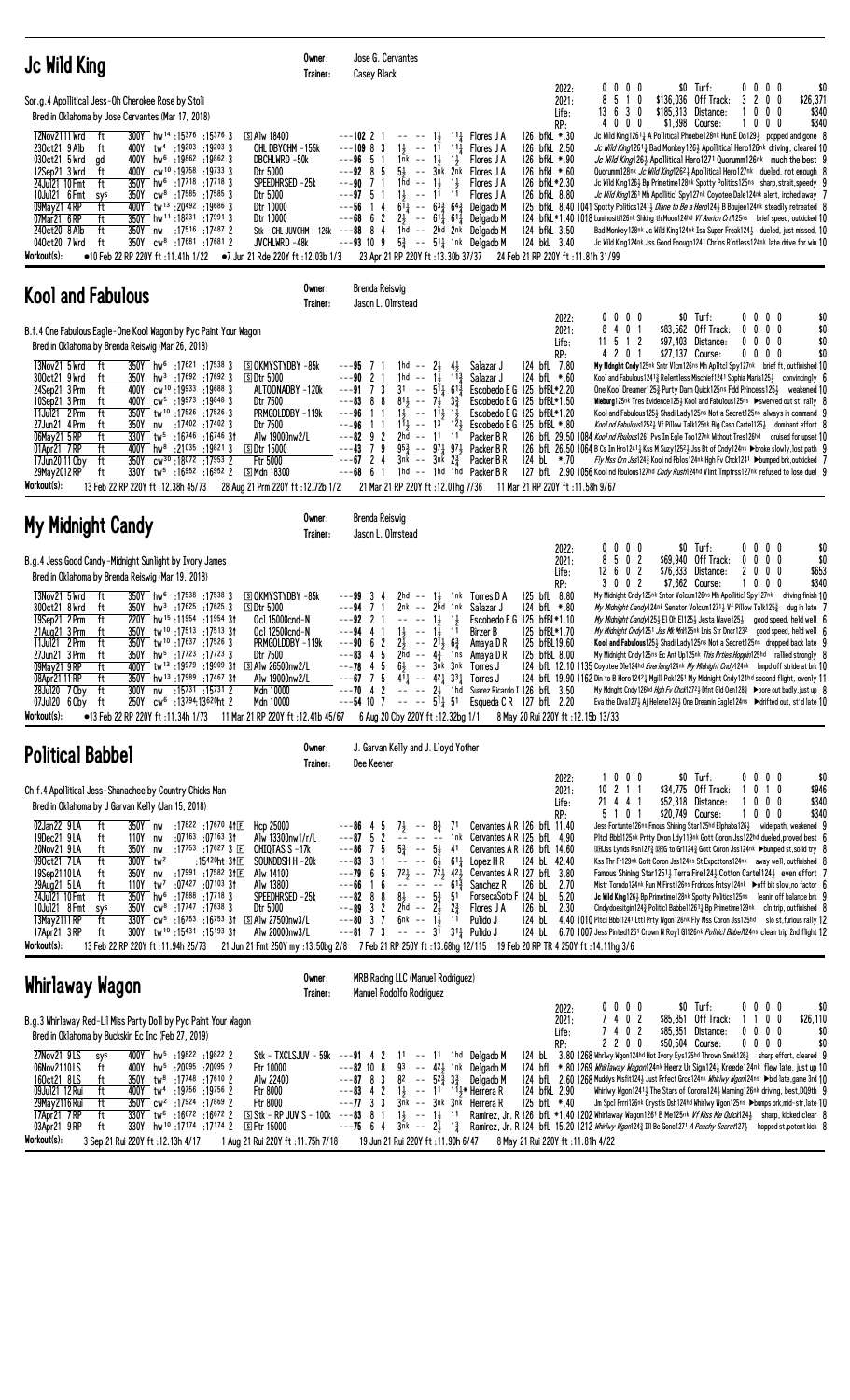## Jc Wild King

Owner: Jose G. Cervantes
Trainer: Casey Black

Sor.g.4 Apollitical Jess-Oh Cherokee Rose by Stoli
Bred in Oklahoma by Jose Cervantes (Mar. 17, 2018)

| | | | | | |
|---|---|---|---|---|---|
| 2022: | 0 0 0 0 | $0 | Turf: | 0 0 0 0 | $0 |
| 2021: | 8 5 1 0 | $136,036 | Off Track: | 3 2 0 0 | $26,371 |
| Life: | 13 6 3 0 | $185,313 | Distance: | 1 0 0 0 | $340 |
| RP: | 4 0 0 0 | $1,398 | Course: | 1 0 0 0 | $340 |

```
12Nov2111Wrd  ft   300Y hw14 :15376 :15376 3  S Alw 18400          ---102 2 1   -- -- 1½  1¼  Flores J A    126 bfkL *.30  Jc Wild King1261¼ A Pollitical Phoebe128nk Hun E Do129½ popped and gone 8
23Oct21 9Alb  ft   400Y tw4 :19203 :19203 3  CHL DBYCHM -155k    ---109 8 3   1½ -- 11  1¼  Flores J A    126 bfkL 2.50  Jc Wild King1261¼ Bad Monkey126½ Apollitical Hero126nk driving, cleared 10
03Oct21 5Wrd  gd   400Y hw6 :19862 :19862 3  DBCHLWRD -50k       ---96 5 1    1nk -- 1½  1½  Flores J A    126 bfkL *.90  Jc Wild King126½ Apollitical Hero1271 Quorumm126nk much the best 9
12Sep21 3Wrd  ft   400Y cw10 :19758 :19733 3  Dtr 5000            ---92 8 5    5½ -- 3nk 2nk  Flores J A    126 bfkL *.60  Quorumm128nk Jc Wild King1262½ Apollitical Hero127nk dueled, not enough 8
24Jul21 10Fmt ft   350Y hw6 :17718 :17718 3  SPEEDHRSED -25k     ---90 7 1    1hd -- 1½  1½  Flores J A    126 bfkL*2.30  Jc Wild King126½ Bp Primetime128nk Spotty Politics125ns sharp, strait, speedy 9
10Jul21 6Fmt  sys  350Y cw8 :17585 :17585 3  Dtr 5000            ---97 5 1    1½ -- 11  11  Flores J A    126 bfkL 8.80  Jc Wild King1261 Mh Apollitical Spy127nk Coyote Dale124nk alert, inched away 7
09May21 4RP   ft   400Y tw13 :20492 :19686 3  Dtr 10000           ---56 1 4    6¼ -- 63¾ 64¾  Delgado M     125 bfkL 8.40 1041 Spotty Politics1241¼ Diane to Be a Hero124½ B Boujee124nk steadily retreated 8
07Mar21 6RP   ft   350Y hw11 :18231 :17993 3  Dtr 10000           ---68 6 2    2½ -- 61¾ 61¾  Delgado M     124 bfkL*1.40 1018 Luminositi126nk Shking th Moon124hd Vf Amricn Crt125ns brief speed, outkicked 10
24Oct20 8Alb  ft   350Y nw :17516 :17487 2  Stk - CHL JUVCHM - 126k ---88 8 4 1hd -- 2hd 2nk Delgado M 124 bfkL 3.50  Bad Monkey128nk Jc Wild King124nk Isa Super Freak124½ dueled, just missed, 10
04Oct20 7Wrd  ft   350Y cw8 :17681 :17681 2  JVCHLWRD -48k       ---93 10 9   5¾ -- 51¼ 1nk  Delgado M     124 bkL 3.40  Jc Wild King124nk Jss Good Enough1241 Chrlns Rlntless124nk late drive for win 10
Workout(s): •10 Feb 22 RP 220Y ft :11.41h 1/22  •7 Jun 21 Rde 220Y ft :12.03b 1/3  23 Apr 21 RP 220Y ft :13.30b 37/37  24 Feb 21 RP 220Y ft :11.81h 31/99
```

## Kool and Fabulous

Owner: Brenda Reiswig
Trainer: Jason L. Olmstead

B.f.4 One Fabulous Eagle-One Kool Wagon by Pyc Paint Your Wagon
Bred in Oklahoma by Brenda Reiswig (Mar 26, 2018)

| | | | | | |
|---|---|---|---|---|---|
| 2022: | 0 0 0 0 | $0 | Turf: | 0 0 0 0 | $0 |
| 2021: | 8 4 0 1 | $83,562 | Off Track: | 0 0 0 0 | $0 |
| Life: | 11 5 1 2 | $97,403 | Distance: | 0 0 0 0 | $0 |
| RP: | 4 2 0 1 | $27,137 | Course: | 0 0 0 0 | $0 |

```
13Nov21 5Wrd  ft   350Y hw6 :17621 :17538 3  S OKMYSTYDBY -85k   ---95 7 1    1hd -- 2½  4½  Salazar J     124 bfL 7.80  My Mdnght Cndy125nk Sntr Volcum126ns Mh Apllticl Spy127nk brief ft, outfinished 10
30Oct21 9Wrd  ft   350Y hw3 :17692 :17692 3  S Dtr 5000          ---90 2 1    1hd -- 1½  1½  Salazar J     124 bfL *.60  Kool and Fabulous1241½ Relentless Mischief1241 Sophia Maria125½ convincingly 6
24Sep21 3Prm  ft   400Y cw10 :19933 :19688 3  ALTOONADBY -120k   ---91 7 3    31 -- 51¼ 61¾  Escobedo E G 125 bfBL*2.20  One Kool Dreamer125¾ Party Darn Quick125ns Fdd Princess125½ weakened 10
10Sep21 3Prm  ft   400Y cw5 :19973 :19848 3  Dtr 7500            ---83 8 8    81½ -- 7½  3¾  Escobedo E G 125 bfBL*1.50  Wieburg125nk Tres Evidence125½ Kool and Fabulous125ns ▶swerved out st, rally 8
11Jul21 2Prm  ft   350Y tw10 :17526 :17526 3  PRMGOLDDBY -119k   ---96 1 1    1½ -- 11¼ 1½  Escobedo E G 125 bfBL*1.20  Kool and Fabulous125½ Shadi Lady125ns Not a Secret125ns always in command 9
27Jun21 4Prm  ft   350Y nw :17402 :17402 3  Dtr 7500            ---96 1 1    11½ -- 13  12½ Escobedo E G 125 bfBL *.80  Kool nd Fabulous1252½ Vf Pillow Talk125nk Big Cash Cartel125½ dominant effort 8
06May21 5RP   ft   330Y tw5 :16746 :16746 3↑ Alw 19000nw2/L     ---82 9 2    2hd -- 11  11  Packer B R    126 bfL 29.50 1084 Kool nd Fbulous1261 Pvs Im Egle Too127nk Without Tres126hd cruised for upset 10
01Apr21 7RP   ft   400Y hw8 :21035 :19821 3  S Ftr 15000         ---43 7 9    95¾ -- 97¾ 97½ Packer B R    126 bfL 26.50 1064 B Cs Im Hro1241½ Kss N Suzy1252½ Jss Bt of Cndy124ns ▶broke slowly, lost path 9
17Jun20 11Cby ft   350Y cw30 :18072 :17953 2  Ftr 5000            ---67 2 4    3nk -- 3nk 2¾  Packer B R    124 bL *.70  Fly Mss Crn Jss124¾ Kool nd Fblos124nk Hgh Fv Chck1241 ▶bumped brk,outkicked 7
29May2012RP   ft   330Y tw5 :16952 :16952 2  S Mdn 18300         ---68 6 1    1hd -- 1hd 1hd  Packer B R    127 bfL 2.90 1056 Kool nd Fbulous127hd Cndy Rush124hd Vlint Tmptrss127nk refused to lose duel 9
Workout(s): 13 Feb 22 RP 220Y ft :12.38h 45/73  28 Aug 21 Prm 220Y ft :12.72b 1/2  21 Mar 21 RP 220Y ft :12.01hg 7/36  11 Mar 21 RP 220Y ft :11.58h 9/67
```

## My Midnight Candy

Owner: Brenda Reiswig
Trainer: Jason L. Olmstead

B.g.4 Jess Good Candy-Midnight Sunlight by Ivory James
Bred in Oklahoma by Brenda Reiswig (Mar 19, 2018)

| | | | | | |
|---|---|---|---|---|---|
| 2022: | 0 0 0 0 | $0 | Turf: | 0 0 0 0 | $0 |
| 2021: | 8 5 0 2 | $69,940 | Off Track: | 0 0 0 0 | $0 |
| Life: | 12 6 0 2 | $76,833 | Distance: | 2 0 0 0 | $653 |
| RP: | 3 0 0 2 | $7,662 | Course: | 1 0 0 0 | $340 |

```
13Nov21 5Wrd  ft   350Y hw6 :17538 :17538 3  S OKMYSTYDBY -85k   ---99 3 4    2hd -- 1½  1nk  Torres D A    125 bfL 8.80  My Midnight Cndy125nk Sntor Volcum126ns Mh Apollticl Spy127nk driving finish 10
30Oct21 8Wrd  ft   350Y hw3 :17625 :17625 3  S Dtr 5000          ---94 7 1    2nk -- 2hd 1nk  Salazar J     124 bfL *.80  My Midnight Candy124nk Senator Volcum1271½ Vf Pillow Talk125½ dug in late 7
19Sep21 2Prm  ft   220Y hw15 :11954 :11954 3↑ Ocl 15000cnd-N     ---92 2 1    -- -- 1½  1½  Escobedo E G 125 bfBL*1.10  My Midnight Candy125½ El Oh El125½ Jesta Wave125½ good speed, held well 6
21Aug21 3Prm  ft   350Y tw10 :17513 :17513 3↑ Ocl 12500cnd-N     ---94 4 1    1½ -- 1½  11  Birzer B      125 bfBL*1.70  My Midnight Cndy1251 Jss Mk Mnt125nk Lnis Str Dncr1232 good speed, held well 6
11Jul21 2Prm  ft   350Y tw10 :17637 :17526 3  PRMGOLDDBY -119k   ---90 6 2    2½ -- 21½ 6¾  Amaya D R     125 bfBL19.60  Kool and Fabulous125½ Shadi Lady125ns Not a Secret125ns dropped back late 9
27Jun21 3Prm  ft   350Y hw5 :17723 :17723 3  Dtr 7500            ---83 4 5    2hd -- 4¾  1ns  Amaya D R     125 bfBL 8.00  My Midnight Cndy125ns Ec Ant Up125nk This Prtiies Hoppin125hd rallied strongly 8
09May21 9RP   ft   400Y tw13 :19979 :19909 3↑ S Alw 26500nw2/L  ---78 4 5    6¾ -- 3nk 3nk  Torres J      124 bfL 12.10 1135 Coyotee Dle124hd Everlong124nk My Midnight Cndy124nk bmpd off stride at brk 10
08Apr21 11RP  ft   350Y hw13 :17989 :17467 3↑ Alw 19000nw2/L    ---67 7 5    41½ -- 42¼ 33¼  Torres J      124 bfL 19.90 1162 Dln to B Hero1242½ Mgll Pek1251 My Midnight Cndy124hd second flight, evenly 11
28Jul20 7Cby  ft   300Y nw :15731 :15731 2  Mdn 10000           ---70 4 2    -- -- 2½  1hd  Suarez Ricardo I 126 bfL 3.50  My Mdnght Cndy126hd High Fv Chck11272½ Dfnt Gld Gem128¾ ▶bore out badly,just up 8
07Jul20 6Cby  ft   250Y cw8 :13794:13620ht 2 Mdn 10000          ---54 10 7   -- -- 5¼  51  Esqueda C R  127 bfL 2.20  Eva the Diva127½ Aj Helene124½ One Dreamin Eagle124ns ▶drifted out, st'd late 10
Workout(s): •13 Feb 22 RP 220Y ft :11.34h 1/73  11 Mar 21 RP 220Y ft :12.41b 45/67  6 Aug 20 Cby 220Y ft :12.32bg 1/1  8 May 20 Rui 220Y ft :12.15b 13/33
```

## Political Babbel

Owner: J. Garvan Kelly and J. Lloyd Yother
Trainer: Dee Keener

Ch.f.4 Apollitical Jess-Shanachee by Country Chicks Man
Bred in Oklahoma by J Garvan Kelly (Jan 15, 2018)

| | | | | | |
|---|---|---|---|---|---|
| 2022: | 1 0 0 0 | $0 | Turf: | 0 0 0 0 | $0 |
| 2021: | 10 2 1 1 | $34,775 | Off Track: | 1 0 1 0 | $946 |
| Life: | 21 4 4 1 | $52,318 | Distance: | 1 0 0 0 | $340 |
| RP: | 5 1 0 1 | $20,749 | Course: | 1 0 0 0 | $340 |

```
02Jan22 9LA   ft   350Y nw :17822 :17670 4↑F Hcp 25000          ---86 4 5    7½ -- 8¾  71   Cervantes A R 126 bfL 11.40  Jess Fortunte126ns Fmous Shining Star125hd Elphaba126½ wide path, weakened 9
19Dec21 9LA   ft   110Y nw :07163 :07163 3↑  Alw 13300nw1/r/L  ---87 5 2    -- -- -- 1nk  Cervantes A R 125 bfL 4.90  Pltcl Bbbl125nk Prtty Dvon Ldy119nk Gott Coron Jss122hd dueled,proved best 6
20Nov21 9LA   ft   350Y nw :17753 :17627 3 F CHIQTAS S -17k    ---86 7 5    5¾ -- 5½  41   Cervantes A R 126 bfL 14.60  DHJss Lynds Rsn127¾ DHG to Gl124¾ Gott Coron Jss124nk ▶bumped st,solid try 8
09Oct21 7LA   ft   300Y tw2 :15426ht 3↑F SOUNDDSH H -20k  ---83 3 1    -- -- 6½  61¼  Lopez H R     124 bL 42.40  Kss Thr Fr129nk Gott Coron Jss124nk St Expcttons124nk away well, outfinished 8
19Sep21 10LA  ft   350Y nw :17991 :17582 3↑F Alw 14100          ---79 6 5    72½ -- 72¼ 42½  Cervantes A R 127 bfL 3.80  Famous Shining Star1251½ Terra Fire124½ Cotton Cartel124½ even effort 7
29Aug21 5LA   ft   110Y tw7 :07427 :07103 3↑ Alw 13800          ---66 1 6    -- -- -- 61¾  Sanchez R     126 bL 2.70  Mistr Torndo124nk Run M First126ns Frdricos Fntsy124nk ▶off bit slow,no factor 6
24Jul21 10Fmt ft   350Y hw6 :17888 :17718 3  SPEEDHRSED -25k     ---82 8 8    8½ -- 5¾  51   FonsecaSoto F 124 bL 5.20  Jc Wild King126½ Bp Primetime128nk Spotty Politics125ns leanin off balance brk 9
10Jul21 8Fmt  sys  350Y cw8 :17747 :17638 3  Dtr 5000            ---89 3 2    2hd -- 2½  2¾   Flores J A    126 bL 2.30  Cindydoesitgin124¾ Politicl Babbel1261½ Bp Primetime129nk cln trip, outfinished 8
13May2111RP   ft   330Y cw5 :16753 :16753 3↑ S Alw 27500nw3/L  ---80 3 7    6nk -- 1½  11   Pulido J      124 bL 4.40 1010 Pltcl Bbbl1241 Lttl Prty Wgon126nk Fly Mss Coron Jss125hd slo st,furious rally 12
17Apr21 3RP   ft   300Y tw10 :15431 :15193 3↑ Alw 20000nw3/L   ---81 7 3    -- -- 31  31¼  Pulido J      124 bL 6.70 1007 Jess Pinted1261 Crown N Roy1 Gl126nk Politicl Bbbel124ns clean trip 2nd flight 12
Workout(s): 13 Feb 22 RP 220Y ft :11.94h 25/73  21 Jun 21 Fmt 250Y my :13.50bg 2/8  7 Feb 21 RP 250Y ft :13.68hg 12/115  19 Feb 20 RP TR 4 250Y ft :14.11hg 3/6
```

## Whirlaway Wagon

Owner: MRB Racing LLC (Manuel Rodriguez)
Trainer: Manuel Rodolfo Rodriguez

B.g.3 Whirlaway Red-Lil Miss Party Doll by Pyc Paint Your Wagon
Bred in Oklahoma by Buckskin Ec Inc (Feb 27, 2019)

| | | | | | |
|---|---|---|---|---|---|
| 2022: | 0 0 0 0 | $0 | Turf: | 0 0 0 0 | $0 |
| 2021: | 7 4 0 2 | $85,851 | Off Track: | 1 1 0 0 | $26,110 |
| Life: | 7 4 0 2 | $85,851 | Distance: | 0 0 0 0 | $0 |
| RP: | 2 2 0 0 | $50,504 | Course: | 0 0 0 0 | $0 |

```
27Nov21 9LS   sys  400Y hw5 :19822 :19822 2  Stk - TXCLSJUV - 59k ---91 4 2 11 -- 11 1hd Delgado M   124 bL 3.80 1268 Whrlwy Wgon124hd Hot Ivory Eys125hd Thrown Smok126½ sharp effort, cleared 9
06Nov2110LS   ft   400Y hw5 :20095 :20095 2  Ftr 10000           ---82 10 8   93 -- 42½ 1nk  Delgado M     124 bfL *.80 1269 Whirlaway Wagon124nk Heerz Ur Sign124½ Kreede124nk flew late, just up 10
16Oct21 8LS   ft   350Y hw8 :17748 :17610 2  Alw 22400           ---87 8 3    82 -- 52¾ 3¾   Delgado M     124 bfL 2.60 1268 Muddys Misfit124½ Just Prfect Grce124nk Whirlwy Wgon124ns ▶failed late,game 3rd 10
09Jul21 12Rui ft   400Y tw4 :19756 :19756 2  Ftr 8000            ---83 4 2    1½ -- 11  11½+ Herrera R     124 bfkL 2.90  Whirlwy Wgon1241½ The Stars of Corona124¾ Warning126nk driving, best,DQ9th 9
29May2116Rui  ft   350Y cw2 :17924 :17869 2  Ftr 8000            ---77 3 3    3nk -- 3nk 3nk  Herrera R     125 bfL *.40  Jm Spcl Frrri126nk Crystls Dsh124hd Whirlwy Wgon125ns ▶bumps brk,mid-str,late 10
17Apr21 7RP   ft   330Y tw6 :16672 :16672 2  S Stk - RP JUV S - 100k ---83 8 1 1½ -- 1½ 11 Ramirez, Jr. R 126 bfL *1.40 1202 Whirlaway Wagon1261 B Mi Hero125hd Vf Kiss Me Quick124½ sharp, kicked clear 8
03Apr21 9RP   ft   330Y hw10 :17174 :17174 2  S Ftr 15000         ---75 6 4    3nk -- 2½  1¾   Ramirez, Jr. R 124 bfL 15.20 1212 Whirlaway Wagon124¾ Ill Be Gone1271 A Peachy Secret127½ hopped st,potent kick 8
Workout(s): 3 Sep 21 Rui 220Y ft :12.13h 4/17  1 Aug 21 Rui 220Y ft :11.75h 7/18  19 Jun 21 Rui 220Y ft :11.90h 6/47  8 May 21 Rui 220Y ft :11.81h 4/22
```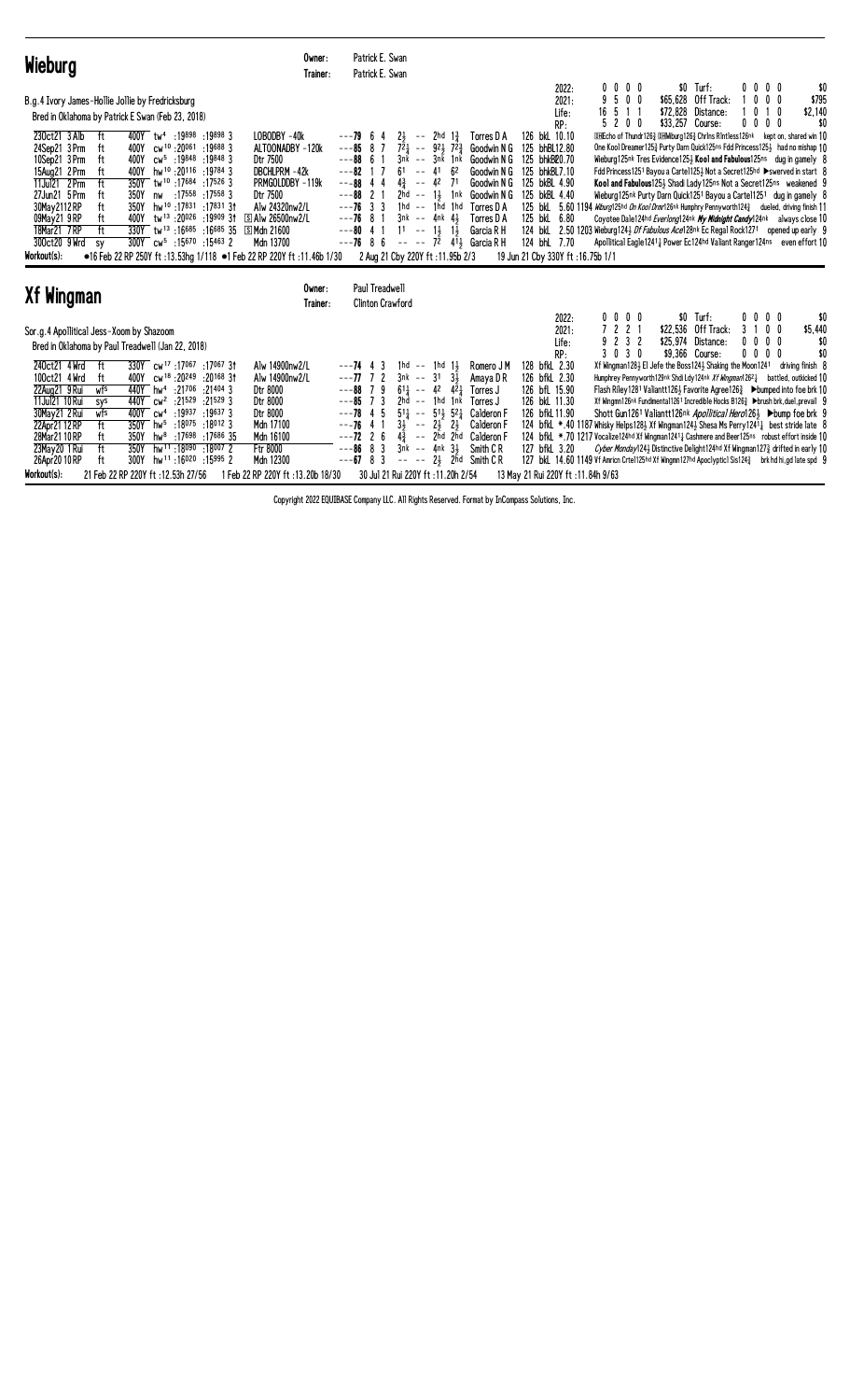## Wieburg

Owner: Patrick E. Swan
Trainer: Patrick E. Swan

B.g.4 Ivory James-Hollie Jollie by Fredricksburg
Bred in Oklahoma by Patrick E Swan (Feb 23, 2018)

| | | | | | | | |
|---|---|---|---|---|---|---|---|
| 2022: | 0 0 0 0 | $0 | Turf: | 0 0 0 0 | $0 |
| 2021: | 9 5 0 0 | $65,628 | Off Track: | 1 0 0 0 | $795 |
| Life: | 16 5 1 1 | $72,828 | Distance: | 1 0 1 0 | $2,140 |
| RP: | 5 2 0 0 | $33,257 | Course: | 0 0 0 0 | $0 |

| | | | | | | | | | | | | | | | | | |
|---|---|---|---|---|---|---|---|---|---|---|---|---|---|---|---|---|---|
| 23Oct21 3 Alb | ft | 400Y | tw4 :19898 :19898 3 | LOBODBY -40k | ---79 | 6 4 | 2½ -- | 2hd 1¾ | Torres D A | 126 bkL 10.10 | Echo of Thundr126¾ Wiburg126⅞ Chrlns Rlntless126nk kept on, shared win 10 |
| 24Sep21 3 Prm | ft | 400Y | cw10 :20061 :19688 3 | ALTOONADBY -120k | ---85 | 8 7 | 7²¼ -- | 9²½ 7²¾ | Goodwin N G | 125 bhBL 12.80 | One Kool Dreamer125½ Purty Darn Quick125ns Fdd Princess125½ had no mishap 10 |
| 10Sep21 3 Prm | ft | 400Y | cw5 :19848 :19848 3 | Dtr 7500 | ---88 | 6 1 | 3nk -- | 3nk 1nk | Goodwin N G | 125 bhkBl20.70 | Wieburg125nk Tres Evidence125½ Kool and Fabulous125ns dug in gamely 8 |
| 15Aug21 2 Prm | ft | 400Y | hw10 :20116 :19784 3 | DBCHLPRM -42k | ---82 | 1 7 | 6¹ -- | 4¹ 6² | Goodwin N G | 125 bhkBL 7.10 | Fdd Princess125¹ Bayou a Carte125½ Not a Secret125hd ▶swerved in start 8 |
| 11Jul21 2 Prm | ft | 350Y | tw10 :17684 :17526 3 | PRMGOLDDBY -119k | ---88 | 4 4 | 4½ -- | 4² 7¹ | Goodwin N G | 125 bkBL 4.90 | Kool and Fabulous125½ Shadl Lady125ns Not a Secret125ns weakened 9 |
| 27Jun21 5 Prm | ft | 350Y | nw :17558 :17558 3 | Dtr 7500 | ---88 | 2 1 | 2hd -- | 1½ 1nk | Goodwin N G | 125 bkBL 4.40 | Wieburg125nk Purty Darn Quick125¹ Bayou a Carte1125¹ dug in gamely 8 |
| 30May21 12 RP | ft | 350Y | hw10 :17831 :17831 3↑ | Alw 24320nw2/L | ---76 | 3 3 | 1hd -- | 1hd 1hd | Torres D A | 125 bkL 5.60 1194 | Wburg125hd On Kool Drmr126nk Humphry Pennyworth124½ dueled, driving finish 11 |
| 09May21 9 RP | ft | 400Y | tw13 :20026 :19909 3↑ | S Alw 26500nw2/L | ---76 | 8 1 | 3nk -- | 4nk 4½ | Torres D A | 125 bkL 6.80 | Coyotee Dale124hd Everlong124nk My Midnight Candy124nk always close 10 |
| 18Mar21 7 RP | ft | 330Y | tw13 :16685 :16685 35 | S Mdn 21600 | ---80 | 4 1 | 1¹ -- | 1½ 1½ | Garcia R H | 124 bkL 2.50 1203 | Wieburg124½ Df Fabulous Ace128nk Ec Regal Rock127¹ opened up early 9 |
| 30Oct20 9 Wrd | sy | 300Y | cw5 :15670 :15463 2 | Mdn 13700 | ---76 | 8 6 | -- -- | 7² 4¹½ | Garcia R H | 124 bhL 7.70 | Apollitical Eagle124¹¼ Power Ec124hd Valiant Ranger124ns even effort 10 |

Workout(s): ●16 Feb 22 RP 250Y ft :13.53hg 1/118 ●1 Feb 22 RP 220Y ft :11.46b 1/30 2 Aug 21 Cby 220Y ft :11.95b 2/3 19 Jun 21 Cby 330Y ft :16.75b 1/1

## Xf Wingman

Owner: Paul Treadwell
Trainer: Clinton Crawford

Sor.g.4 Apollitical Jess-Xoom by Shazoom
Bred in Oklahoma by Paul Treadwell (Jan 22, 2018)

| | | | | | | | |
|---|---|---|---|---|---|---|---|
| 2022: | 0 0 0 0 | $0 | Turf: | 0 0 0 0 | $0 |
| 2021: | 7 2 2 1 | $22,536 | Off Track: | 3 1 0 0 | $5,440 |
| Life: | 9 2 3 2 | $25,974 | Distance: | 0 0 0 0 | $0 |
| RP: | 3 0 3 0 | $9,366 | Course: | 0 0 0 0 | $0 |

| | | | | | | | | | | | | | | | | | |
|---|---|---|---|---|---|---|---|---|---|---|---|---|---|---|---|---|---|
| 24Oct21 4 Wrd | ft | 330Y | cw17 :17067 :17067 3↑ | Alw 14900nw2/L | ---74 | 4 3 | 1hd -- | 1hd 1½ | Romero J M | 128 bfkL 2.30 | Xf Wingman128½ El Jefe the Boss124¾ Shaking the Moon124¹ driving finish 8 |
| 10Oct21 4 Wrd | ft | 400Y | cw18 :20249 :20168 3↑ | Alw 14900nw2/L | ---77 | 7 2 | 3nk -- | 3¹ 3½ | Amaya D R | 126 bfkL 2.30 | Humphrey Pennyworth129nk Shdl Ldy124nk Xf Wingman126²¼ battled, outkicked 10 |
| 22Aug21 9 Rui | wfs | 440Y | hw4 :21706 :21404 3 | Dtr 8000 | ---88 | 7 9 | 6¹¼ -- | 4² 4²¼ | Torres J | 126 bfL 15.90 | Flash Riley128¹ Valiantt126½ Favorite Agree126¾ ▶bumped into foe brk 10 |
| 11Jul21 10 Rui | sys | 440Y | cw2 :21529 :21529 3 | Dtr 8000 | ---85 | 7 3 | 2hd -- | 1hd 1nk | Torres J | 126 bkL 11.30 | Xf Wingmn126nk Fundimental126¹ Incredible Hocks B126¾ ▶brush brk,duel,prevail 9 |
| 30May21 2 Rui | wfs | 400Y | cw4 :19937 :19637 3 | Dtr 8000 | ---78 | 4 5 | 5¹¼ -- | 5¹½ 5²¼ | Calderon F | 126 bfkL 11.90 | Shott Gun126¹ Valiantt126nk Apollitical Hero126½ ▶bump foe brk 9 |
| 22Apr21 12 RP | ft | 350Y | hw5 :18075 :18012 3 | Mdn 17100 | ---76 | 4 1 | 3½ -- | 2½ 2½ | Calderon F | 124 bfkL *.40 1187 | Whisky Helps128½ Xf Wingman124½ Shesa Ms Perry124¹¼ best stride late 8 |
| 28Mar21 10 RP | ft | 350Y | hw8 :17698 :17686 35 | Mdn 16100 | ---72 | 2 6 | 4¾ -- | 2hd 2hd | Calderon F | 124 bfkL *.70 1217 | Vocalize124hd Xf Wingman124¹¼ Cashmere and Beer125ns robust effort inside 10 |
| 23May20 1 Rui | ft | 350Y | hw11 :18090 :18007 2 | Ftr 8000 | ---86 | 8 3 | 3nk -- | 4nk 3½ | Smith C R | 127 bfkL 3.20 | Cyber Monday124½ Distinctive Delight124hd Xf Wingman127¾ drifted in early 10 |
| 26Apr20 10 RP | ft | 300Y | hw11 :16020 :15995 2 | Mdn 12300 | ---67 | 8 3 | -- -- | 2½ 2hd | Smith C R | 127 bkL 14.60 1149 | Vf Anricn Crte125hd Xf Wngmn127hd Apoclyptic1 Sis124¾ brk hd hi,gd late spd 9 |

Workout(s): 21 Feb 22 RP 220Y ft :12.53h 27/56 1 Feb 22 RP 220Y ft :13.20b 18/30 30 Jul 21 Rui 220Y ft :11.20h 2/54 13 May 21 Rui 220Y ft :11.84h 9/63

Copyright 2022 EQUIBASE Company LLC. All Rights Reserved. Format by InCompass Solutions, Inc.